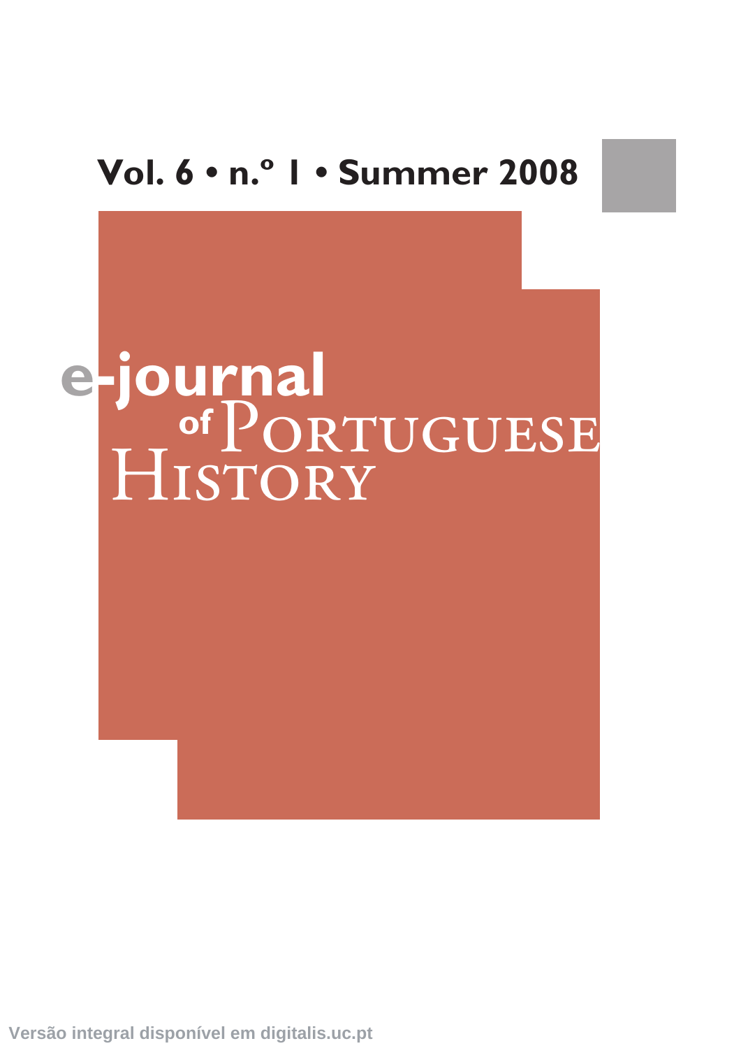Vol. 6 • n.º 1 • Summer 2008

# e-journal of Portuguese History

Versão integral disponível em digitalis.uc.pt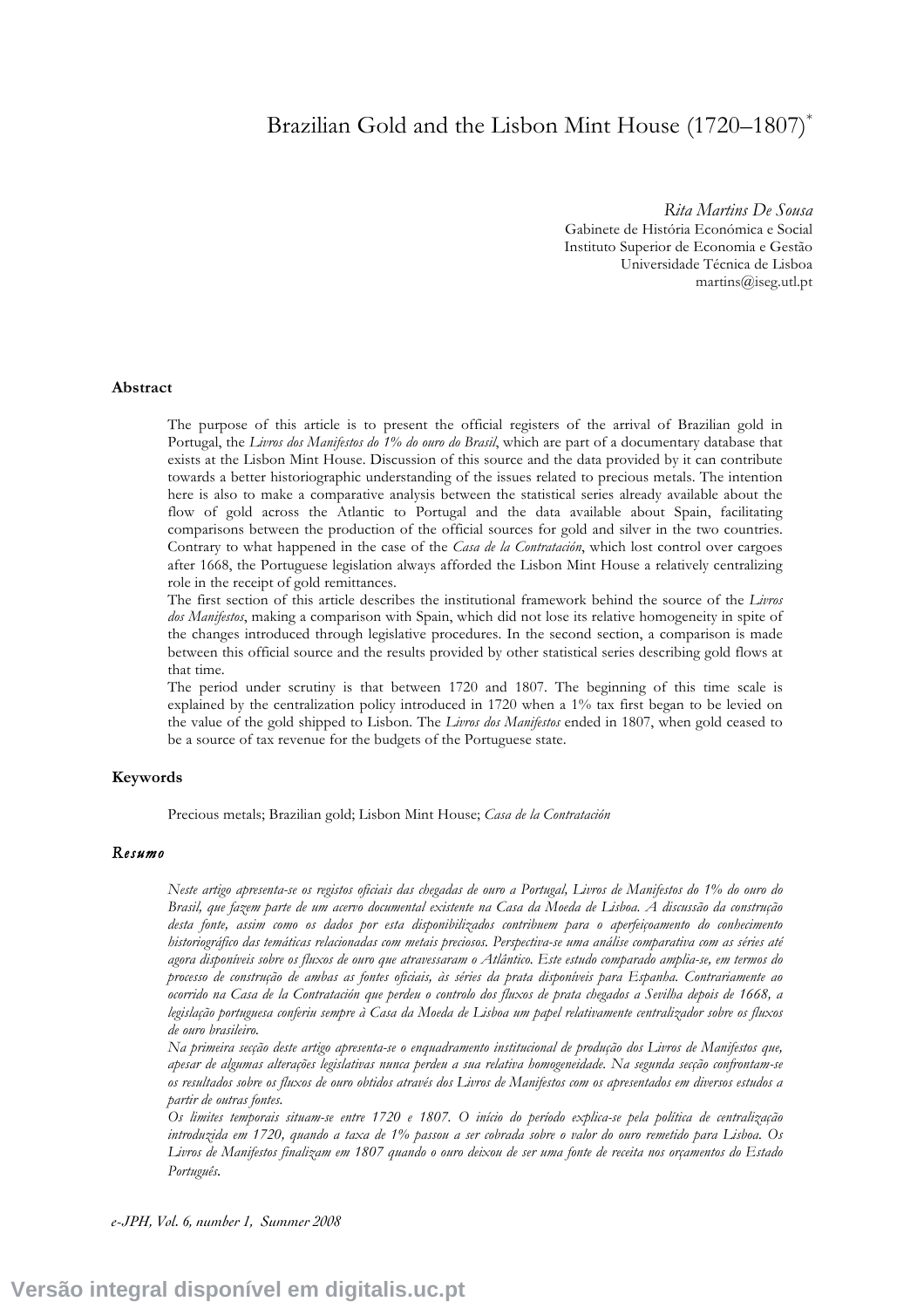# Brazilian Gold and the Lisbon Mint House (1720–1807)[*]

*Rita Martins De Sousa*
Gabinete de História Económica e Social
Instituto Superior de Economia e Gestão
Universidade Técnica de Lisboa
martins@iseg.utl.pt

## Abstract

The purpose of this article is to present the official registers of the arrival of Brazilian gold in Portugal, the *Livros dos Manifestos do 1% do ouro do Brasil*, which are part of a documentary database that exists at the Lisbon Mint House. Discussion of this source and the data provided by it can contribute towards a better historiographic understanding of the issues related to precious metals. The intention here is also to make a comparative analysis between the statistical series already available about the flow of gold across the Atlantic to Portugal and the data available about Spain, facilitating comparisons between the production of the official sources for gold and silver in the two countries. Contrary to what happened in the case of the *Casa de la Contratación*, which lost control over cargoes after 1668, the Portuguese legislation always afforded the Lisbon Mint House a relatively centralizing role in the receipt of gold remittances.

The first section of this article describes the institutional framework behind the source of the *Livros dos Manifestos*, making a comparison with Spain, which did not lose its relative homogeneity in spite of the changes introduced through legislative procedures. In the second section, a comparison is made between this official source and the results provided by other statistical series describing gold flows at that time.

The period under scrutiny is that between 1720 and 1807. The beginning of this time scale is explained by the centralization policy introduced in 1720 when a 1% tax first began to be levied on the value of the gold shipped to Lisbon. The *Livros dos Manifestos* ended in 1807, when gold ceased to be a source of tax revenue for the budgets of the Portuguese state.

## Keywords

Precious metals; Brazilian gold; Lisbon Mint House; *Casa de la Contratación*

## *Resumo*

*Neste artigo apresenta-se os registos oficiais das chegadas de ouro a Portugal, Livros de Manifestos do 1% do ouro do Brasil, que fazem parte de um acervo documental existente na Casa da Moeda de Lisboa. A discussão da construção desta fonte, assim como os dados por esta disponibilizados contribuem para o aperfeiçoamento do conhecimento historiográfico das temáticas relacionadas com metais preciosos. Perspectiva-se uma análise comparativa com as séries até agora disponíveis sobre os fluxos de ouro que atravessaram o Atlântico. Este estudo comparado amplia-se, em termos do processo de construção de ambas as fontes oficiais, às séries da prata disponíveis para Espanha. Contrariamente ao ocorrido na Casa de la Contratación que perdeu o controlo dos fluxos de prata chegados a Sevilha depois de 1668, a legislação portuguesa conferiu sempre à Casa da Moeda de Lisboa um papel relativamente centralizador sobre os fluxos de ouro brasileiro.*

*Na primeira secção deste artigo apresenta-se o enquadramento institucional de produção dos Livros de Manifestos que, apesar de algumas alterações legislativas nunca perdeu a sua relativa homogeneidade. Na segunda secção confrontam-se os resultados sobre os fluxos de ouro obtidos através dos Livros de Manifestos com os apresentados em diversos estudos a partir de outras fontes.*

*Os limites temporais situam-se entre 1720 e 1807. O início do período explica-se pela política de centralização introduzida em 1720, quando a taxa de 1% passou a ser cobrada sobre o valor do ouro remetido para Lisboa. Os Livros de Manifestos finalizam em 1807 quando o ouro deixou de ser uma fonte de receita nos orçamentos do Estado Português.*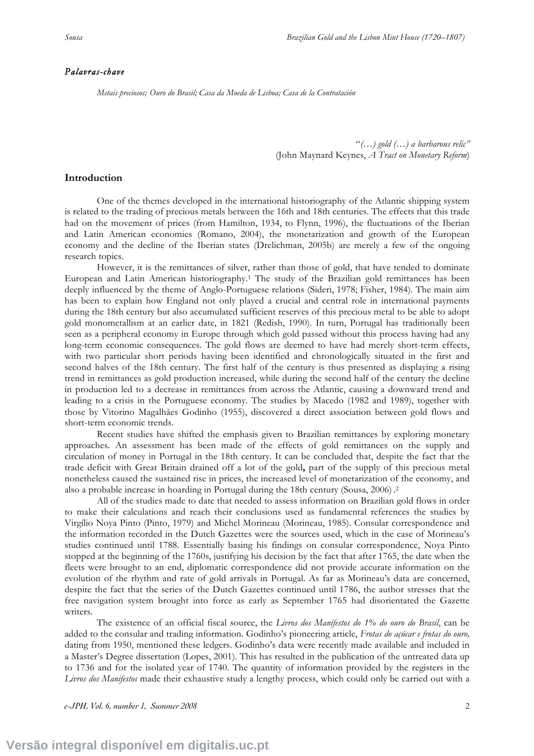### *Palavras-chave*

*Metais preciosos; Ouro do Brasil; Casa da Moeda de Lisboa; Casa de la Contratación*

"*(…) gold (…) a barbarous relic*"
(John Maynard Keynes, *A Tract on Monetary Reform*)

## Introduction

One of the themes developed in the international historiography of the Atlantic shipping system is related to the trading of precious metals between the 16th and 18th centuries. The effects that this trade had on the movement of prices (from Hamilton, 1934, to Flynn, 1996), the fluctuations of the Iberian and Latin American economies (Romano, 2004), the monetarization and growth of the European economy and the decline of the Iberian states (Drelichman, 2005b) are merely a few of the ongoing research topics.

However, it is the remittances of silver, rather than those of gold, that have tended to dominate European and Latin American historiography.[1] The study of the Brazilian gold remittances has been deeply influenced by the theme of Anglo-Portuguese relations (Sideri, 1978; Fisher, 1984). The main aim has been to explain how England not only played a crucial and central role in international payments during the 18th century but also accumulated sufficient reserves of this precious metal to be able to adopt gold monometallism at an earlier date, in 1821 (Redish, 1990). In turn, Portugal has traditionally been seen as a peripheral economy in Europe through which gold passed without this process having had any long-term economic consequences. The gold flows are deemed to have had merely short-term effects, with two particular short periods having been identified and chronologically situated in the first and second halves of the 18th century. The first half of the century is thus presented as displaying a rising trend in remittances as gold production increased, while during the second half of the century the decline in production led to a decrease in remittances from across the Atlantic, causing a downward trend and leading to a crisis in the Portuguese economy. The studies by Macedo (1982 and 1989), together with those by Vitorino Magalhães Godinho (1955), discovered a direct association between gold flows and short-term economic trends.

Recent studies have shifted the emphasis given to Brazilian remittances by exploring monetary approaches. An assessment has been made of the effects of gold remittances on the supply and circulation of money in Portugal in the 18th century. It can be concluded that, despite the fact that the trade deficit with Great Britain drained off a lot of the gold**,** part of the supply of this precious metal nonetheless caused the sustained rise in prices, the increased level of monetarization of the economy, and also a probable increase in hoarding in Portugal during the 18th century (Sousa, 2006) .[2]

All of the studies made to date that needed to assess information on Brazilian gold flows in order to make their calculations and reach their conclusions used as fundamental references the studies by Virgílio Noya Pinto (Pinto, 1979) and Michel Morineau (Morineau, 1985). Consular correspondence and the information recorded in the Dutch Gazettes were the sources used, which in the case of Morineau's studies continued until 1788. Essentially basing his findings on consular correspondence, Noya Pinto stopped at the beginning of the 1760s, justifying his decision by the fact that after 1765, the date when the fleets were brought to an end, diplomatic correspondence did not provide accurate information on the evolution of the rhythm and rate of gold arrivals in Portugal. As far as Morineau's data are concerned, despite the fact that the series of the Dutch Gazettes continued until 1786, the author stresses that the free navigation system brought into force as early as September 1765 had disorientated the Gazette writers.

The existence of an official fiscal source, the *Livros dos Manifestos do 1% do ouro do Brasil*, can be added to the consular and trading information. Godinho's pioneering article, *Frotas do açúcar e frotas do ouro,* dating from 1950, mentioned these ledgers. Godinho's data were recently made available and included in a Master's Degree dissertation (Lopes, 2001). This has resulted in the publication of the untreated data up to 1736 and for the isolated year of 1740. The quantity of information provided by the registers in the *Livros dos Manifestos* made their exhaustive study a lengthy process, which could only be carried out with a

Versão integral disponível em digitalis.uc.pt